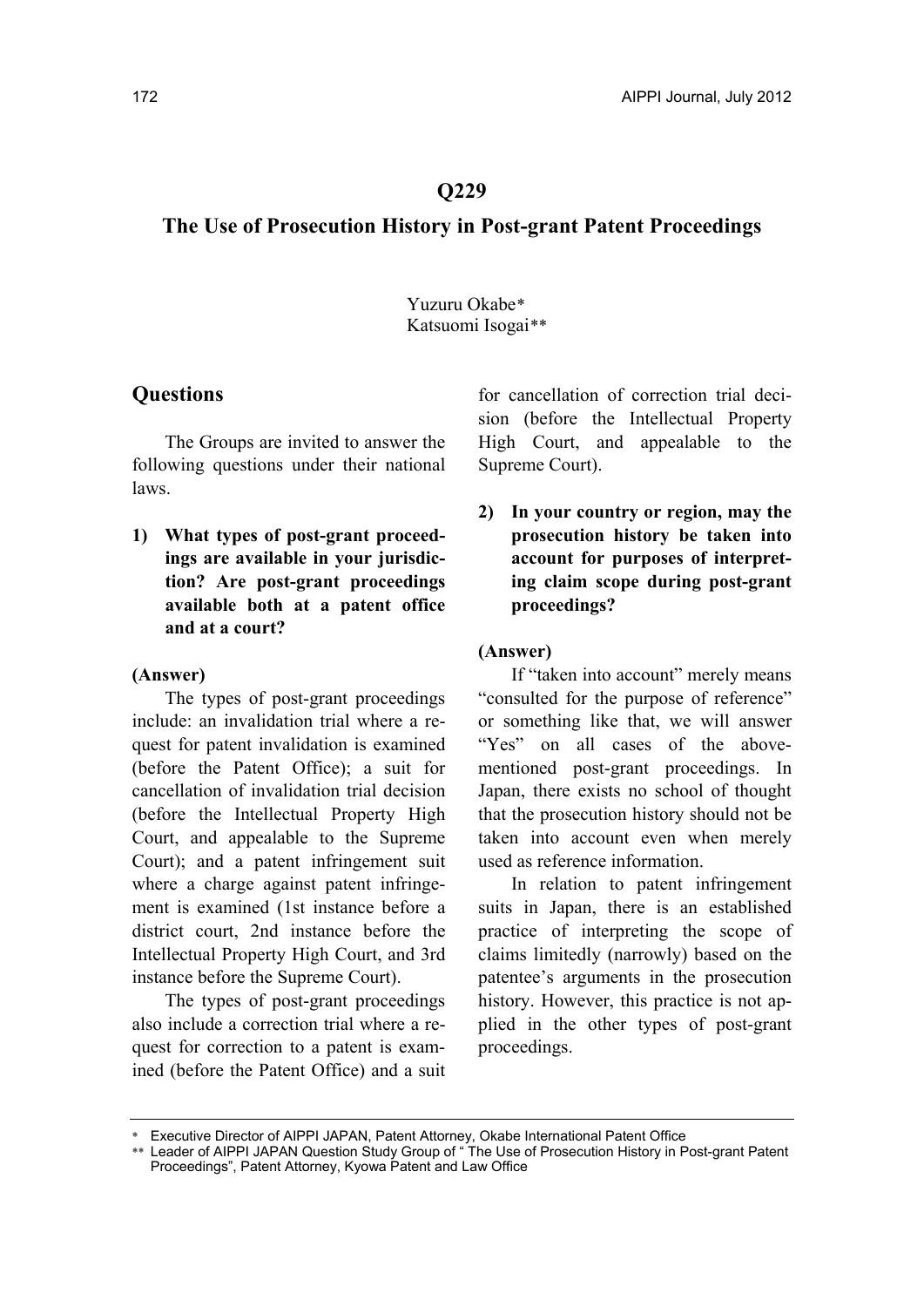# Q229

## The Use of Prosecution History in Post-grant Patent Proceedings

Yuzuru Okabe*
Katsuomi Isogai**

## Questions

The Groups are invited to answer the following questions under their national laws.

**1) What types of post-grant proceedings are available in your jurisdiction? Are post-grant proceedings available both at a patent office and at a court?**

**(Answer)**

The types of post-grant proceedings include: an invalidation trial where a request for patent invalidation is examined (before the Patent Office); a suit for cancellation of invalidation trial decision (before the Intellectual Property High Court, and appealable to the Supreme Court); and a patent infringement suit where a charge against patent infringement is examined (1st instance before a district court, 2nd instance before the Intellectual Property High Court, and 3rd instance before the Supreme Court).

The types of post-grant proceedings also include a correction trial where a request for correction to a patent is examined (before the Patent Office) and a suit for cancellation of correction trial decision (before the Intellectual Property High Court, and appealable to the Supreme Court).

**2) In your country or region, may the prosecution history be taken into account for purposes of interpreting claim scope during post-grant proceedings?**

**(Answer)**

If "taken into account" merely means "consulted for the purpose of reference" or something like that, we will answer "Yes" on all cases of the above-mentioned post-grant proceedings. In Japan, there exists no school of thought that the prosecution history should not be taken into account even when merely used as reference information.

In relation to patent infringement suits in Japan, there is an established practice of interpreting the scope of claims limitedly (narrowly) based on the patentee's arguments in the prosecution history. However, this practice is not applied in the other types of post-grant proceedings.

---

* Executive Director of AIPPI JAPAN, Patent Attorney, Okabe International Patent Office

** Leader of AIPPI JAPAN Question Study Group of " The Use of Prosecution History in Post-grant Patent Proceedings", Patent Attorney, Kyowa Patent and Law Office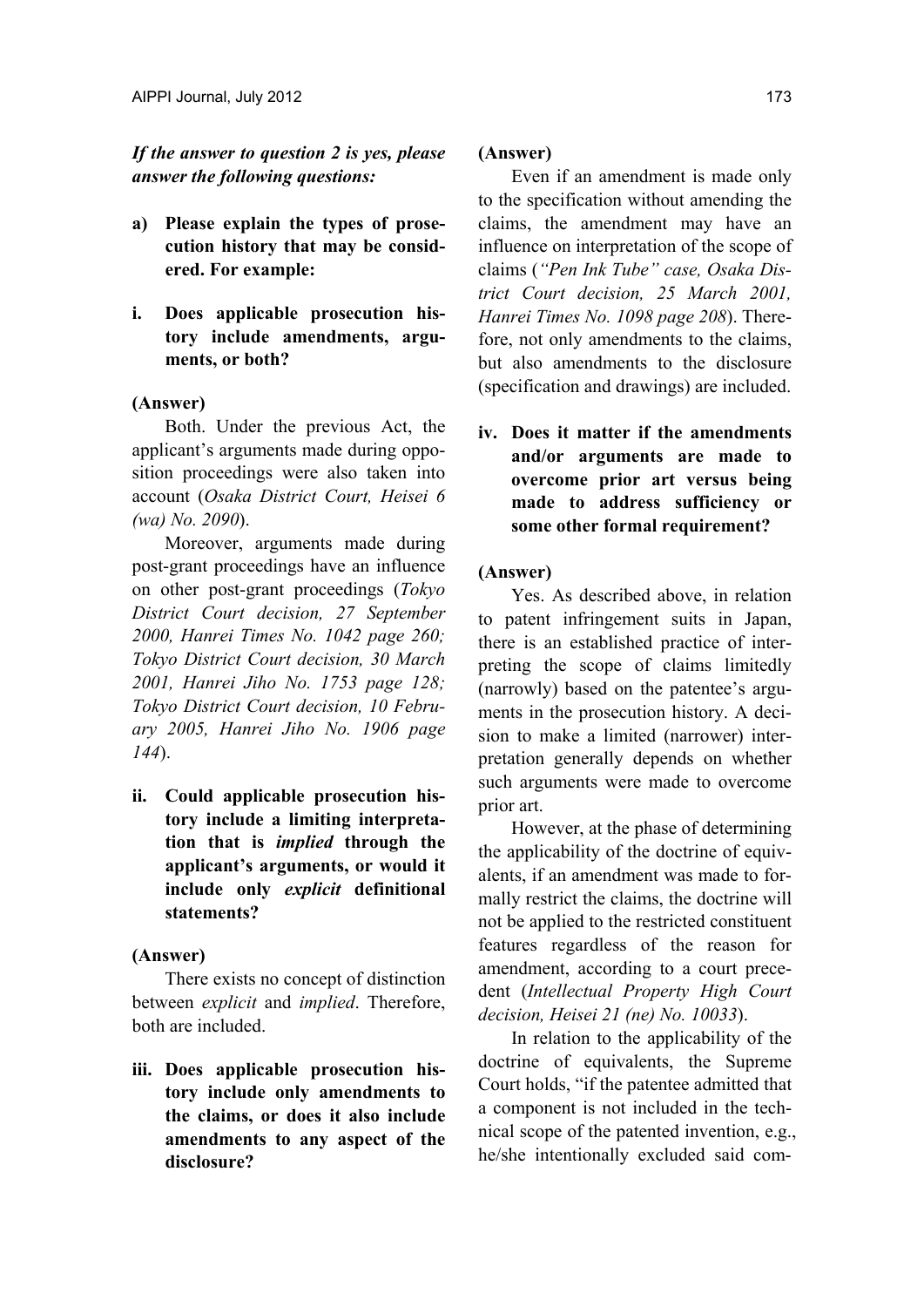***If the answer to question 2 is yes, please answer the following questions:***

**a) Please explain the types of prosecution history that may be considered. For example:**

**i. Does applicable prosecution history include amendments, arguments, or both?**

**(Answer)**

Both. Under the previous Act, the applicant's arguments made during opposition proceedings were also taken into account (*Osaka District Court, Heisei 6 (wa) No. 2090*).

Moreover, arguments made during post-grant proceedings have an influence on other post-grant proceedings (*Tokyo District Court decision, 27 September 2000, Hanrei Times No. 1042 page 260; Tokyo District Court decision, 30 March 2001, Hanrei Jiho No. 1753 page 128; Tokyo District Court decision, 10 February 2005, Hanrei Jiho No. 1906 page 144*).

**ii. Could applicable prosecution history include a limiting interpretation that is *implied* through the applicant's arguments, or would it include only *explicit* definitional statements?**

**(Answer)**

There exists no concept of distinction between *explicit* and *implied*. Therefore, both are included.

**iii. Does applicable prosecution history include only amendments to the claims, or does it also include amendments to any aspect of the disclosure?**

**(Answer)**

Even if an amendment is made only to the specification without amending the claims, the amendment may have an influence on interpretation of the scope of claims (*"Pen Ink Tube" case, Osaka District Court decision, 25 March 2001, Hanrei Times No. 1098 page 208*). Therefore, not only amendments to the claims, but also amendments to the disclosure (specification and drawings) are included.

**iv. Does it matter if the amendments and/or arguments are made to overcome prior art versus being made to address sufficiency or some other formal requirement?**

**(Answer)**

Yes. As described above, in relation to patent infringement suits in Japan, there is an established practice of interpreting the scope of claims limitedly (narrowly) based on the patentee's arguments in the prosecution history. A decision to make a limited (narrower) interpretation generally depends on whether such arguments were made to overcome prior art.

However, at the phase of determining the applicability of the doctrine of equivalents, if an amendment was made to formally restrict the claims, the doctrine will not be applied to the restricted constituent features regardless of the reason for amendment, according to a court precedent (*Intellectual Property High Court decision, Heisei 21 (ne) No. 10033*).

In relation to the applicability of the doctrine of equivalents, the Supreme Court holds, "if the patentee admitted that a component is not included in the technical scope of the patented invention, e.g., he/she intentionally excluded said com-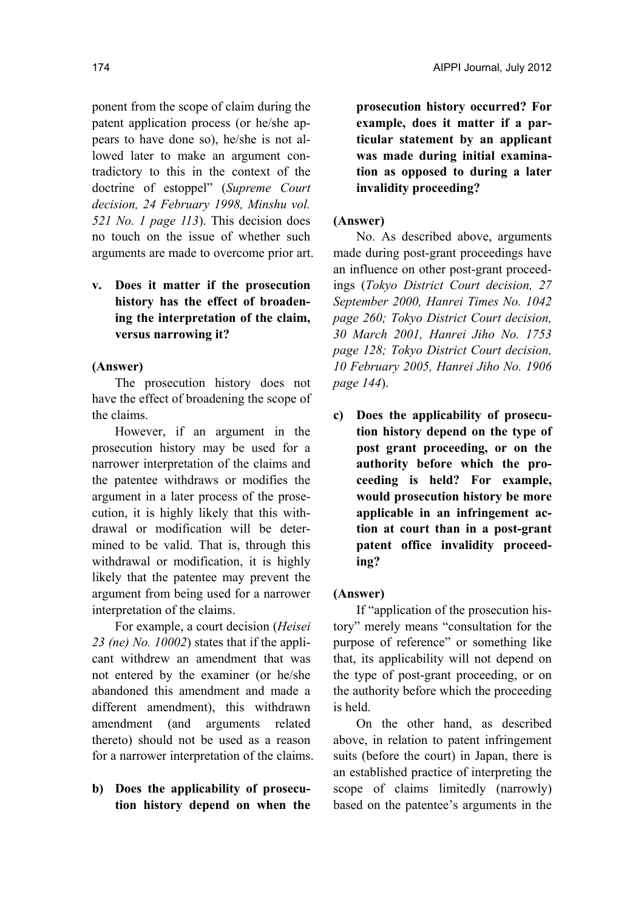ponent from the scope of claim during the patent application process (or he/she appears to have done so), he/she is not allowed later to make an argument contradictory to this in the context of the doctrine of estoppel" (*Supreme Court decision, 24 February 1998, Minshu vol. 521 No. 1 page 113*). This decision does no touch on the issue of whether such arguments are made to overcome prior art.

**v. Does it matter if the prosecution history has the effect of broadening the interpretation of the claim, versus narrowing it?**

**(Answer)**

The prosecution history does not have the effect of broadening the scope of the claims.

However, if an argument in the prosecution history may be used for a narrower interpretation of the claims and the patentee withdraws or modifies the argument in a later process of the prosecution, it is highly likely that this withdrawal or modification will be determined to be valid. That is, through this withdrawal or modification, it is highly likely that the patentee may prevent the argument from being used for a narrower interpretation of the claims.

For example, a court decision (*Heisei 23 (ne) No. 10002*) states that if the applicant withdrew an amendment that was not entered by the examiner (or he/she abandoned this amendment and made a different amendment), this withdrawn amendment (and arguments related thereto) should not be used as a reason for a narrower interpretation of the claims.

**b) Does the applicability of prosecution history depend on when the prosecution history occurred? For example, does it matter if a particular statement by an applicant was made during initial examination as opposed to during a later invalidity proceeding?**

**(Answer)**

No. As described above, arguments made during post-grant proceedings have an influence on other post-grant proceedings (*Tokyo District Court decision, 27 September 2000, Hanrei Times No. 1042 page 260; Tokyo District Court decision, 30 March 2001, Hanrei Jiho No. 1753 page 128; Tokyo District Court decision, 10 February 2005, Hanrei Jiho No. 1906 page 144*).

**c) Does the applicability of prosecution history depend on the type of post grant proceeding, or on the authority before which the proceeding is held? For example, would prosecution history be more applicable in an infringement action at court than in a post-grant patent office invalidity proceeding?**

**(Answer)**

If "application of the prosecution history" merely means "consultation for the purpose of reference" or something like that, its applicability will not depend on the type of post-grant proceeding, or on the authority before which the proceeding is held.

On the other hand, as described above, in relation to patent infringement suits (before the court) in Japan, there is an established practice of interpreting the scope of claims limitedly (narrowly) based on the patentee's arguments in the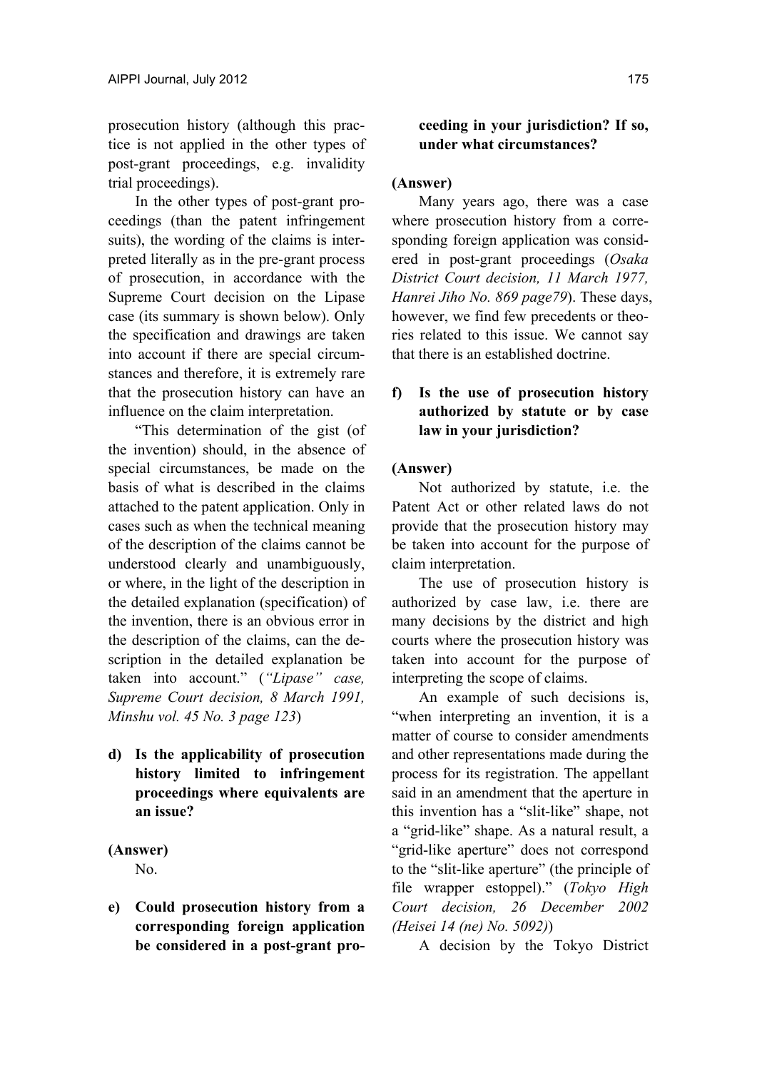prosecution history (although this practice is not applied in the other types of post-grant proceedings, e.g. invalidity trial proceedings).

In the other types of post-grant proceedings (than the patent infringement suits), the wording of the claims is interpreted literally as in the pre-grant process of prosecution, in accordance with the Supreme Court decision on the Lipase case (its summary is shown below). Only the specification and drawings are taken into account if there are special circumstances and therefore, it is extremely rare that the prosecution history can have an influence on the claim interpretation.

"This determination of the gist (of the invention) should, in the absence of special circumstances, be made on the basis of what is described in the claims attached to the patent application. Only in cases such as when the technical meaning of the description of the claims cannot be understood clearly and unambiguously, or where, in the light of the description in the detailed explanation (specification) of the invention, there is an obvious error in the description of the claims, can the description in the detailed explanation be taken into account." (*"Lipase" case, Supreme Court decision, 8 March 1991, Minshu vol. 45 No. 3 page 123*)

**d) Is the applicability of prosecution history limited to infringement proceedings where equivalents are an issue?**

**(Answer)**

No.

**e) Could prosecution history from a corresponding foreign application be considered in a post-grant proceeding in your jurisdiction? If so, under what circumstances?**

**(Answer)**

Many years ago, there was a case where prosecution history from a corresponding foreign application was considered in post-grant proceedings (*Osaka District Court decision, 11 March 1977, Hanrei Jiho No. 869 page79*). These days, however, we find few precedents or theories related to this issue. We cannot say that there is an established doctrine.

**f) Is the use of prosecution history authorized by statute or by case law in your jurisdiction?**

**(Answer)**

Not authorized by statute, i.e. the Patent Act or other related laws do not provide that the prosecution history may be taken into account for the purpose of claim interpretation.

The use of prosecution history is authorized by case law, i.e. there are many decisions by the district and high courts where the prosecution history was taken into account for the purpose of interpreting the scope of claims.

An example of such decisions is, "when interpreting an invention, it is a matter of course to consider amendments and other representations made during the process for its registration. The appellant said in an amendment that the aperture in this invention has a "slit-like" shape, not a "grid-like" shape. As a natural result, a "grid-like aperture" does not correspond to the "slit-like aperture" (the principle of file wrapper estoppel)." (*Tokyo High Court decision, 26 December 2002 (Heisei 14 (ne) No. 5092)*)

A decision by the Tokyo District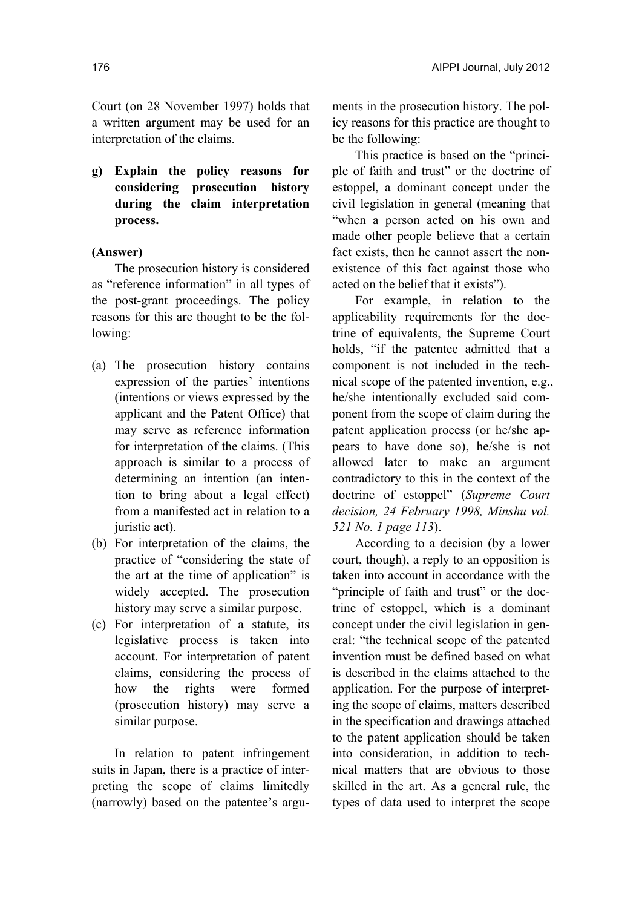Court (on 28 November 1997) holds that a written argument may be used for an interpretation of the claims.

**g) Explain the policy reasons for considering prosecution history during the claim interpretation process.**

**(Answer)**

The prosecution history is considered as "reference information" in all types of the post-grant proceedings. The policy reasons for this are thought to be the following:

(a) The prosecution history contains expression of the parties' intentions (intentions or views expressed by the applicant and the Patent Office) that may serve as reference information for interpretation of the claims. (This approach is similar to a process of determining an intention (an intention to bring about a legal effect) from a manifested act in relation to a juristic act).

(b) For interpretation of the claims, the practice of "considering the state of the art at the time of application" is widely accepted. The prosecution history may serve a similar purpose.

(c) For interpretation of a statute, its legislative process is taken into account. For interpretation of patent claims, considering the process of how the rights were formed (prosecution history) may serve a similar purpose.

In relation to patent infringement suits in Japan, there is a practice of interpreting the scope of claims limitedly (narrowly) based on the patentee's arguments in the prosecution history. The policy reasons for this practice are thought to be the following:

This practice is based on the "principle of faith and trust" or the doctrine of estoppel, a dominant concept under the civil legislation in general (meaning that "when a person acted on his own and made other people believe that a certain fact exists, then he cannot assert the non-existence of this fact against those who acted on the belief that it exists").

For example, in relation to the applicability requirements for the doctrine of equivalents, the Supreme Court holds, "if the patentee admitted that a component is not included in the technical scope of the patented invention, e.g., he/she intentionally excluded said component from the scope of claim during the patent application process (or he/she appears to have done so), he/she is not allowed later to make an argument contradictory to this in the context of the doctrine of estoppel" (*Supreme Court decision, 24 February 1998, Minshu vol. 521 No. 1 page 113*).

According to a decision (by a lower court, though), a reply to an opposition is taken into account in accordance with the "principle of faith and trust" or the doctrine of estoppel, which is a dominant concept under the civil legislation in general: "the technical scope of the patented invention must be defined based on what is described in the claims attached to the application. For the purpose of interpreting the scope of claims, matters described in the specification and drawings attached to the patent application should be taken into consideration, in addition to technical matters that are obvious to those skilled in the art. As a general rule, the types of data used to interpret the scope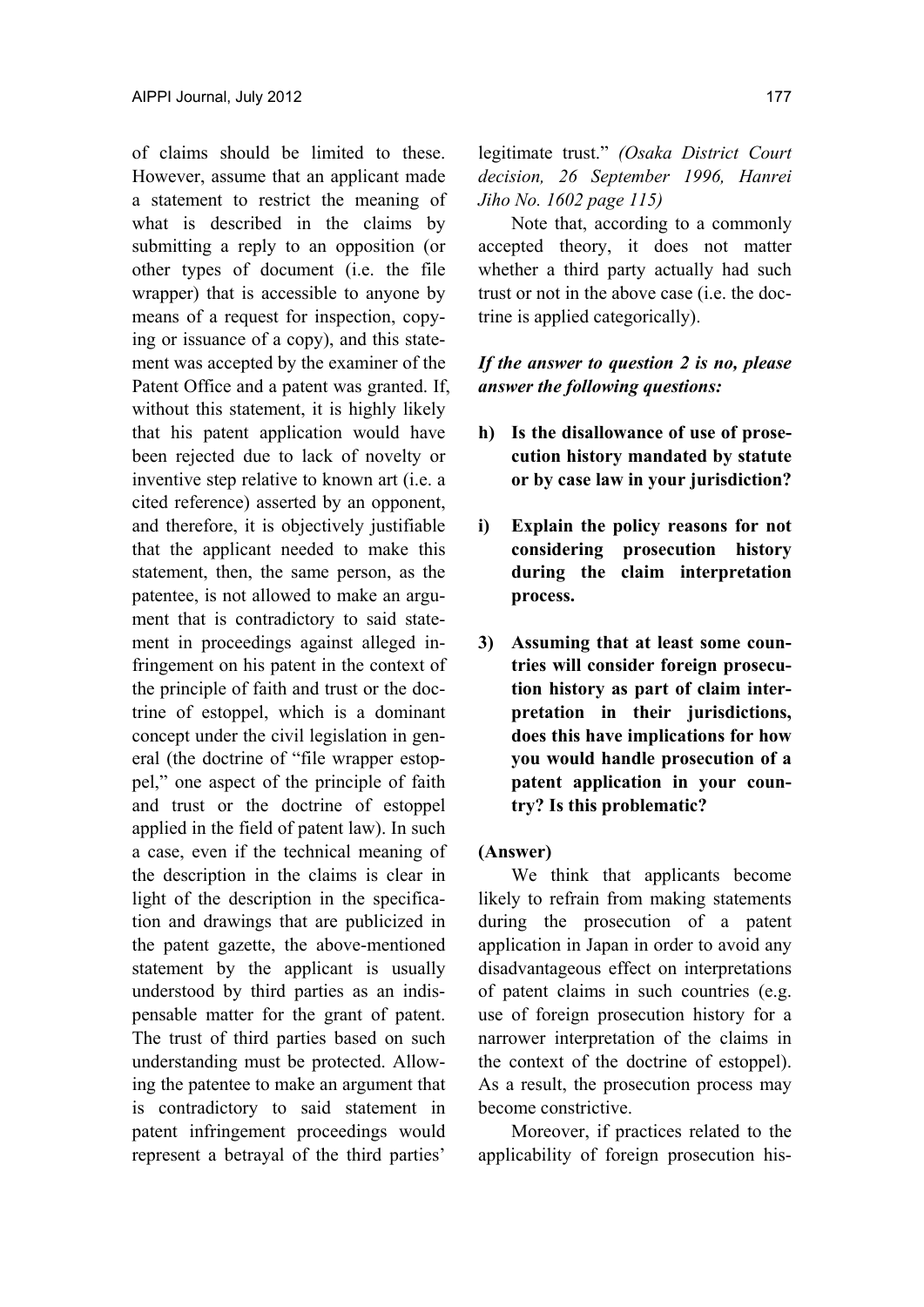of claims should be limited to these. However, assume that an applicant made a statement to restrict the meaning of what is described in the claims by submitting a reply to an opposition (or other types of document (i.e. the file wrapper) that is accessible to anyone by means of a request for inspection, copying or issuance of a copy), and this statement was accepted by the examiner of the Patent Office and a patent was granted. If, without this statement, it is highly likely that his patent application would have been rejected due to lack of novelty or inventive step relative to known art (i.e. a cited reference) asserted by an opponent, and therefore, it is objectively justifiable that the applicant needed to make this statement, then, the same person, as the patentee, is not allowed to make an argument that is contradictory to said statement in proceedings against alleged infringement on his patent in the context of the principle of faith and trust or the doctrine of estoppel, which is a dominant concept under the civil legislation in general (the doctrine of "file wrapper estoppel," one aspect of the principle of faith and trust or the doctrine of estoppel applied in the field of patent law). In such a case, even if the technical meaning of the description in the claims is clear in light of the description in the specification and drawings that are publicized in the patent gazette, the above-mentioned statement by the applicant is usually understood by third parties as an indispensable matter for the grant of patent. The trust of third parties based on such understanding must be protected. Allowing the patentee to make an argument that is contradictory to said statement in patent infringement proceedings would represent a betrayal of the third parties' legitimate trust." *(Osaka District Court decision, 26 September 1996, Hanrei Jiho No. 1602 page 115)*

Note that, according to a commonly accepted theory, it does not matter whether a third party actually had such trust or not in the above case (i.e. the doctrine is applied categorically).

***If the answer to question 2 is no, please answer the following questions:***

**h) Is the disallowance of use of prosecution history mandated by statute or by case law in your jurisdiction?**

**i) Explain the policy reasons for not considering prosecution history during the claim interpretation process.**

**3) Assuming that at least some countries will consider foreign prosecution history as part of claim interpretation in their jurisdictions, does this have implications for how you would handle prosecution of a patent application in your country? Is this problematic?**

**(Answer)**

We think that applicants become likely to refrain from making statements during the prosecution of a patent application in Japan in order to avoid any disadvantageous effect on interpretations of patent claims in such countries (e.g. use of foreign prosecution history for a narrower interpretation of the claims in the context of the doctrine of estoppel). As a result, the prosecution process may become constrictive.

Moreover, if practices related to the applicability of foreign prosecution his-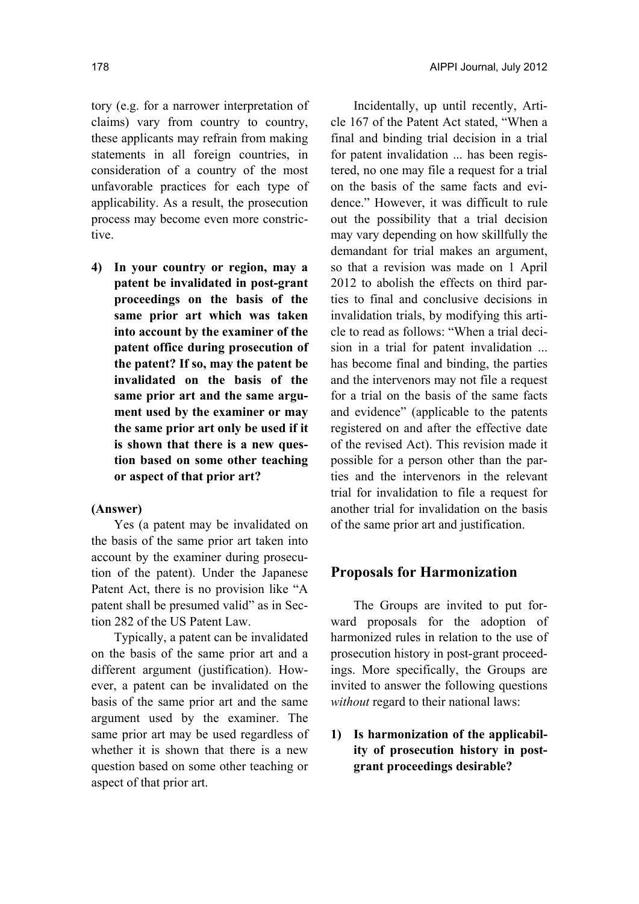tory (e.g. for a narrower interpretation of claims) vary from country to country, these applicants may refrain from making statements in all foreign countries, in consideration of a country of the most unfavorable practices for each type of applicability. As a result, the prosecution process may become even more constrictive.

4) **In your country or region, may a patent be invalidated in post-grant proceedings on the basis of the same prior art which was taken into account by the examiner of the patent office during prosecution of the patent? If so, may the patent be invalidated on the basis of the same prior art and the same argument used by the examiner or may the same prior art only be used if it is shown that there is a new question based on some other teaching or aspect of that prior art?**

**(Answer)**

Yes (a patent may be invalidated on the basis of the same prior art taken into account by the examiner during prosecution of the patent). Under the Japanese Patent Act, there is no provision like "A patent shall be presumed valid" as in Section 282 of the US Patent Law.

Typically, a patent can be invalidated on the basis of the same prior art and a different argument (justification). However, a patent can be invalidated on the basis of the same prior art and the same argument used by the examiner. The same prior art may be used regardless of whether it is shown that there is a new question based on some other teaching or aspect of that prior art.

Incidentally, up until recently, Article 167 of the Patent Act stated, "When a final and binding trial decision in a trial for patent invalidation ... has been registered, no one may file a request for a trial on the basis of the same facts and evidence." However, it was difficult to rule out the possibility that a trial decision may vary depending on how skillfully the demandant for trial makes an argument, so that a revision was made on 1 April 2012 to abolish the effects on third parties to final and conclusive decisions in invalidation trials, by modifying this article to read as follows: "When a trial decision in a trial for patent invalidation ... has become final and binding, the parties and the intervenors may not file a request for a trial on the basis of the same facts and evidence" (applicable to the patents registered on and after the effective date of the revised Act). This revision made it possible for a person other than the parties and the intervenors in the relevant trial for invalidation to file a request for another trial for invalidation on the basis of the same prior art and justification.

## Proposals for Harmonization

The Groups are invited to put forward proposals for the adoption of harmonized rules in relation to the use of prosecution history in post-grant proceedings. More specifically, the Groups are invited to answer the following questions *without* regard to their national laws:

1) **Is harmonization of the applicability of prosecution history in post-grant proceedings desirable?**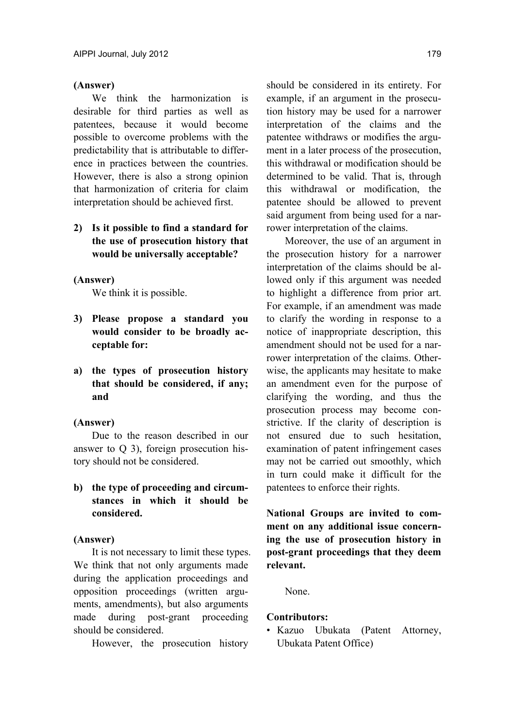**(Answer)**

We think the harmonization is desirable for third parties as well as patentees, because it would become possible to overcome problems with the predictability that is attributable to difference in practices between the countries. However, there is also a strong opinion that harmonization of criteria for claim interpretation should be achieved first.

**2) Is it possible to find a standard for the use of prosecution history that would be universally acceptable?**

**(Answer)**

We think it is possible.

**3) Please propose a standard you would consider to be broadly acceptable for:**

**a) the types of prosecution history that should be considered, if any; and**

**(Answer)**

Due to the reason described in our answer to Q 3), foreign prosecution history should not be considered.

**b) the type of proceeding and circumstances in which it should be considered.**

**(Answer)**

It is not necessary to limit these types. We think that not only arguments made during the application proceedings and opposition proceedings (written arguments, amendments), but also arguments made during post-grant proceeding should be considered.

However, the prosecution history should be considered in its entirety. For example, if an argument in the prosecution history may be used for a narrower interpretation of the claims and the patentee withdraws or modifies the argument in a later process of the prosecution, this withdrawal or modification should be determined to be valid. That is, through this withdrawal or modification, the patentee should be allowed to prevent said argument from being used for a narrower interpretation of the claims.

Moreover, the use of an argument in the prosecution history for a narrower interpretation of the claims should be allowed only if this argument was needed to highlight a difference from prior art. For example, if an amendment was made to clarify the wording in response to a notice of inappropriate description, this amendment should not be used for a narrower interpretation of the claims. Otherwise, the applicants may hesitate to make an amendment even for the purpose of clarifying the wording, and thus the prosecution process may become constrictive. If the clarity of description is not ensured due to such hesitation, examination of patent infringement cases may not be carried out smoothly, which in turn could make it difficult for the patentees to enforce their rights.

**National Groups are invited to comment on any additional issue concerning the use of prosecution history in post-grant proceedings that they deem relevant.**

None.

**Contributors:**

- Kazuo Ubukata (Patent Attorney, Ubukata Patent Office)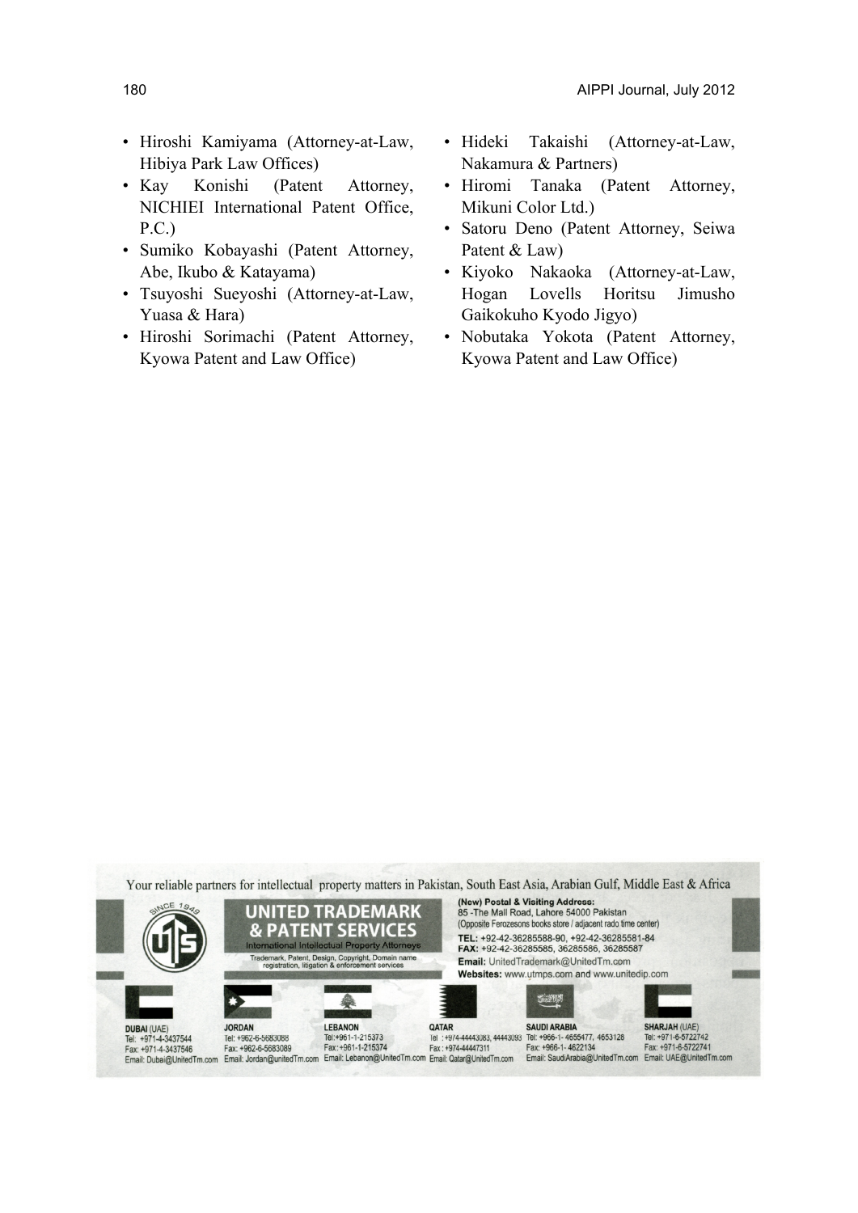- Hiroshi Kamiyama (Attorney-at-Law, Hibiya Park Law Offices)
- Kay Konishi (Patent Attorney, NICHIEI International Patent Office, P.C.)
- Sumiko Kobayashi (Patent Attorney, Abe, Ikubo & Katayama)
- Tsuyoshi Sueyoshi (Attorney-at-Law, Yuasa & Hara)
- Hiroshi Sorimachi (Patent Attorney, Kyowa Patent and Law Office)
- Hideki Takaishi (Attorney-at-Law, Nakamura & Partners)
- Hiromi Tanaka (Patent Attorney, Mikuni Color Ltd.)
- Satoru Deno (Patent Attorney, Seiwa Patent & Law)
- Kiyoko Nakaoka (Attorney-at-Law, Hogan Lovells Horitsu Jimusho Gaikokuho Kyodo Jigyo)
- Nobutaka Yokota (Patent Attorney, Kyowa Patent and Law Office)

Your reliable partners for intellectual property matters in Pakistan, South East Asia, Arabian Gulf, Middle East & Africa

SINCE 1949

**UNITED TRADEMARK & PATENT SERVICES**

International Intellectual Property Attorneys

Trademark, Patent, Design, Copyright, Domain name registration, litigation & enforcement services

**(New) Postal & Visiting Address:**
85 -The Mall Road, Lahore 54000 Pakistan
(Opposite Ferozesons books store / adjacent radio time center)

**TEL:** +92-42-36285588-90, +92-42-36285581-84
**FAX:** +92-42-36285585, 36285586, 36285587
**Email:** UnitedTrademark@UnitedTm.com
**Websites:** www.utmps.com and www.unitedip.com

**DUBAI** (UAE)
Tel: +971-4-3437544
Fax: +971-4-3437546
Email: Dubai@UnitedTm.com

**JORDAN**
Tel: +962-6-5683088
Fax: +962-6-5683089
Email: Jordan@unitedTm.com

**LEBANON**
Tel:+961-1-215373
Fax:+961-1-215374
Email: Lebanon@UnitedTm.com

**QATAR**
Tel : +974-44443083, 44443093
Fax : +974-44447311
Email: Qatar@UnitedTm.com

**SAUDI ARABIA**
Tel: +966-1- 4655477, 4653128
Fax: +966-1- 4622134
Email: SaudiArabia@UnitedTm.com

**SHARJAH** (UAE)
Tel: +971-6-5722742
Fax: +971-6-5722741
Email: UAE@UnitedTm.com